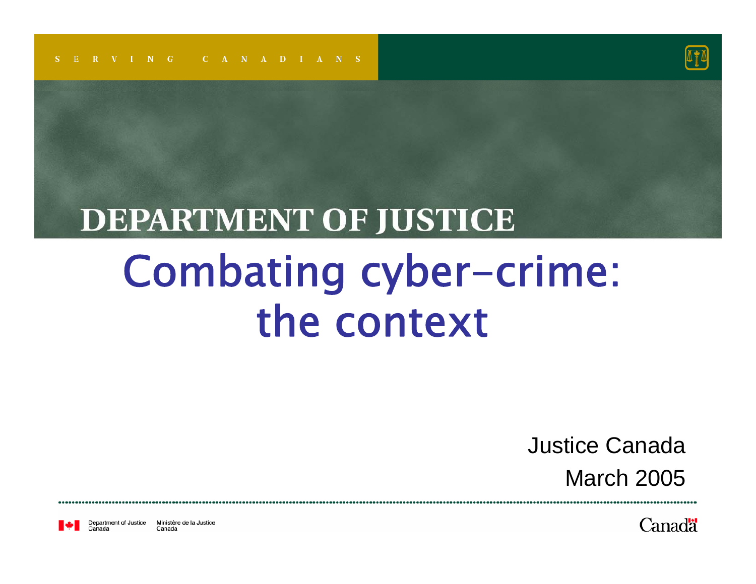SERVING CANADIANS

DEPARTMENT OF JUSTICE

# Combating cyber-crime: the context

Justice Canada

March 2005

Department of Justice Canada    Ministère de la Justice Canada

Canada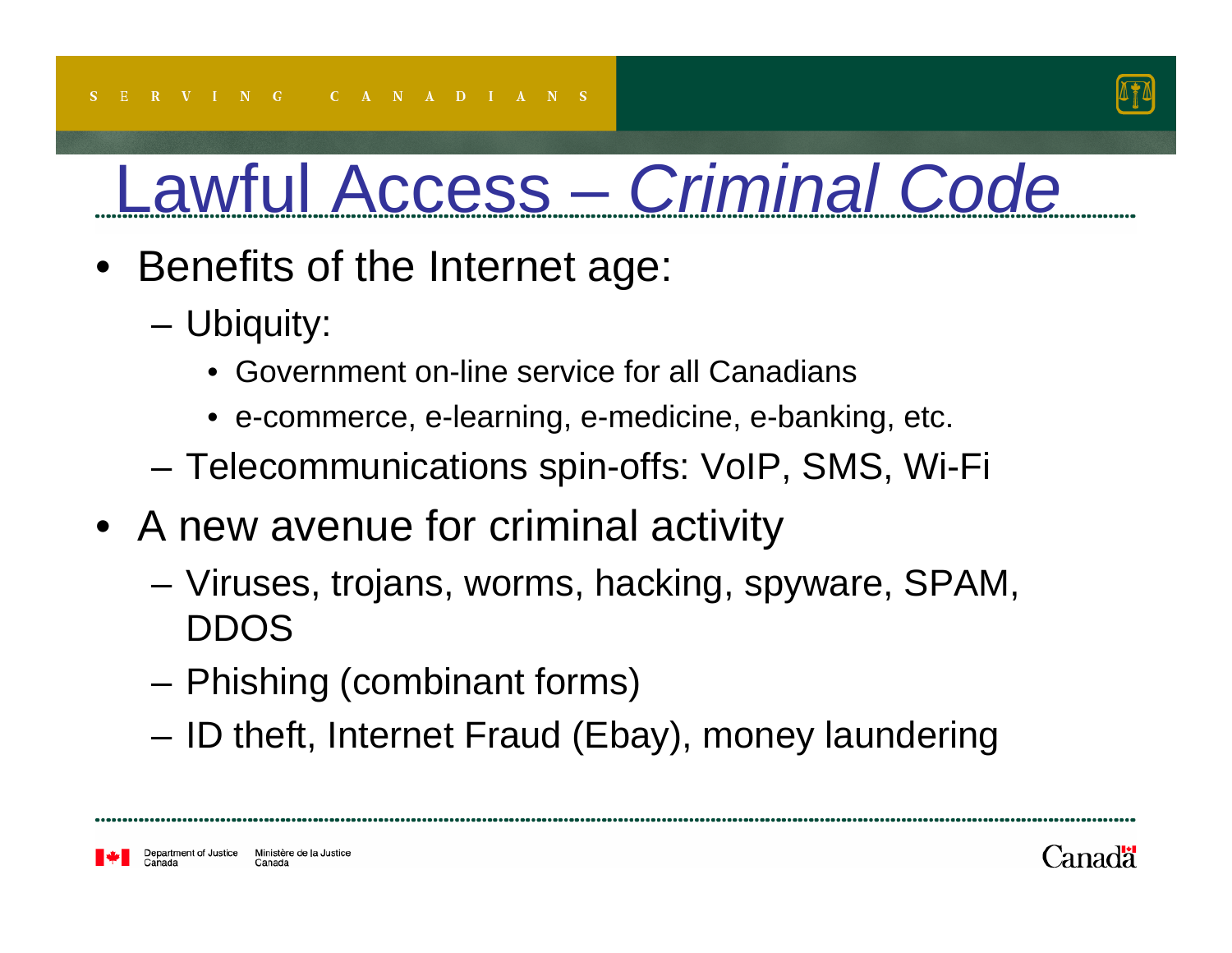# Lawful Access – *Criminal Code*

- Benefits of the Internet age:
  - Ubiquity:
    - Government on-line service for all Canadians
    - e-commerce, e-learning, e-medicine, e-banking, etc.
  - Telecommunications spin-offs: VoIP, SMS, Wi-Fi
- A new avenue for criminal activity
  - Viruses, trojans, worms, hacking, spyware, SPAM, DDOS
  - Phishing (combinant forms)
  - ID theft, Internet Fraud (Ebay), money laundering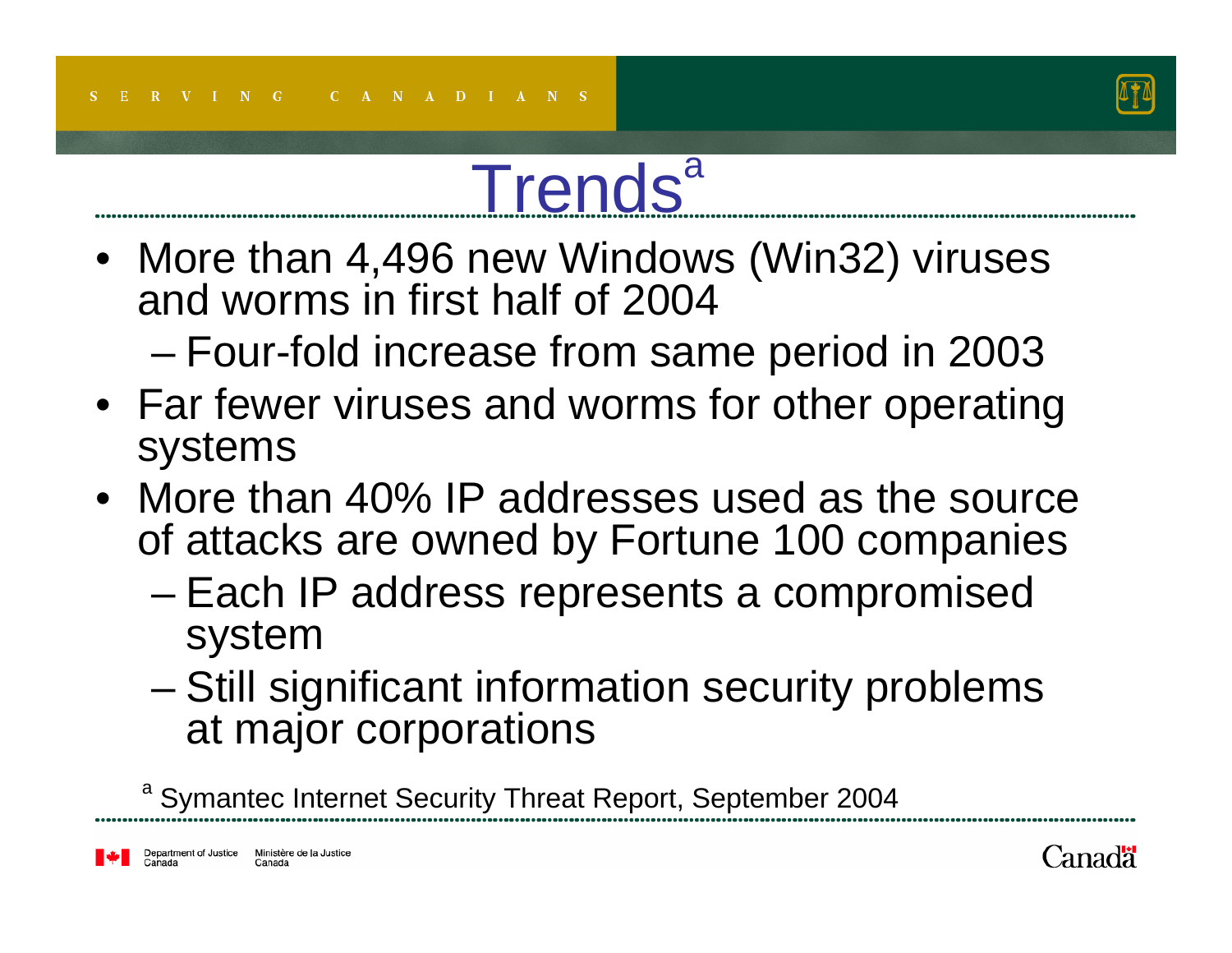# Trends[a]

- More than 4,496 new Windows (Win32) viruses and worms in first half of 2004
  - Four-fold increase from same period in 2003
- Far fewer viruses and worms for other operating systems
- More than 40% IP addresses used as the source of attacks are owned by Fortune 100 companies
  - Each IP address represents a compromised system
  - Still significant information security problems at major corporations

[a] Symantec Internet Security Threat Report, September 2004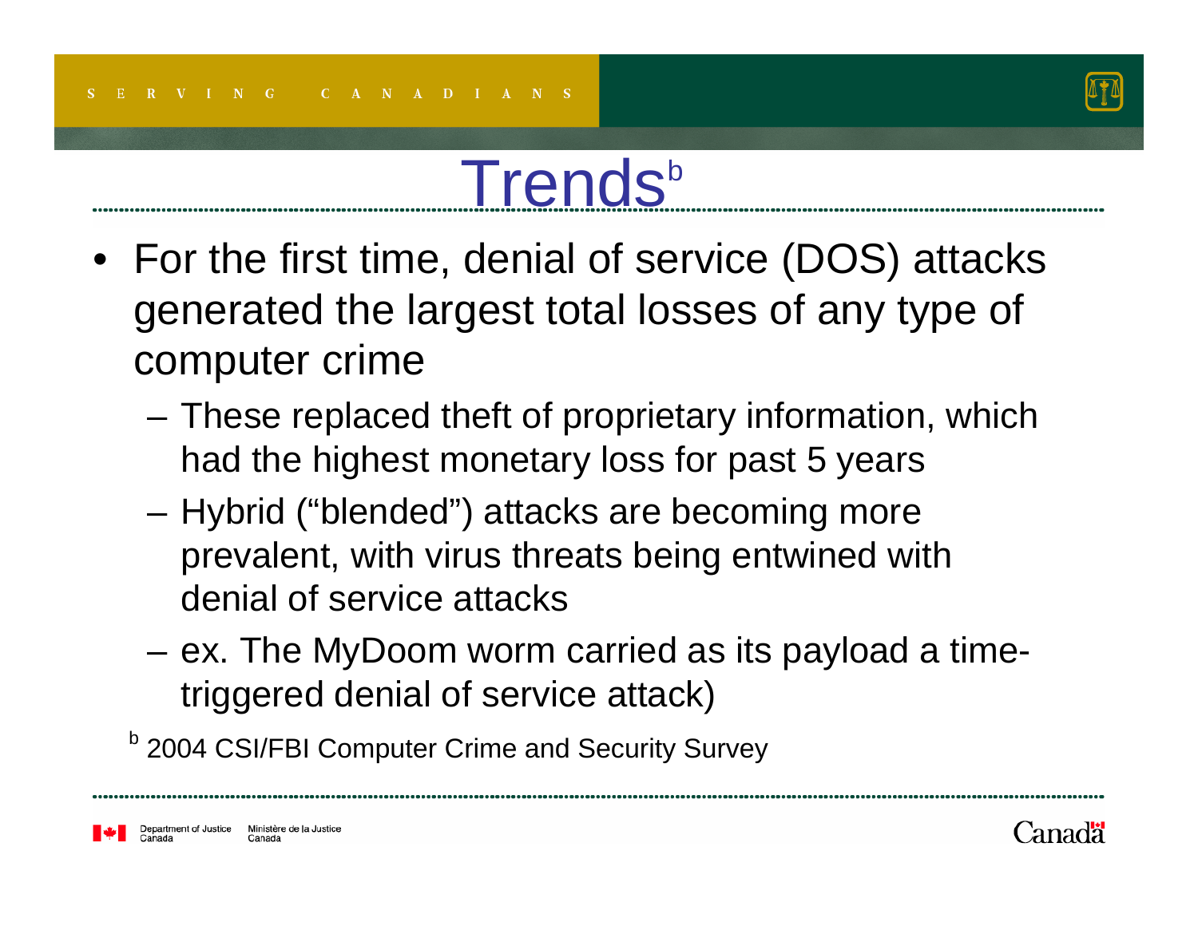# Trends[b]

- For the first time, denial of service (DOS) attacks generated the largest total losses of any type of computer crime
  - These replaced theft of proprietary information, which had the highest monetary loss for past 5 years
  - Hybrid (“blended”) attacks are becoming more prevalent, with virus threats being entwined with denial of service attacks
  - ex. The MyDoom worm carried as its payload a time-triggered denial of service attack)

[b] 2004 CSI/FBI Computer Crime and Security Survey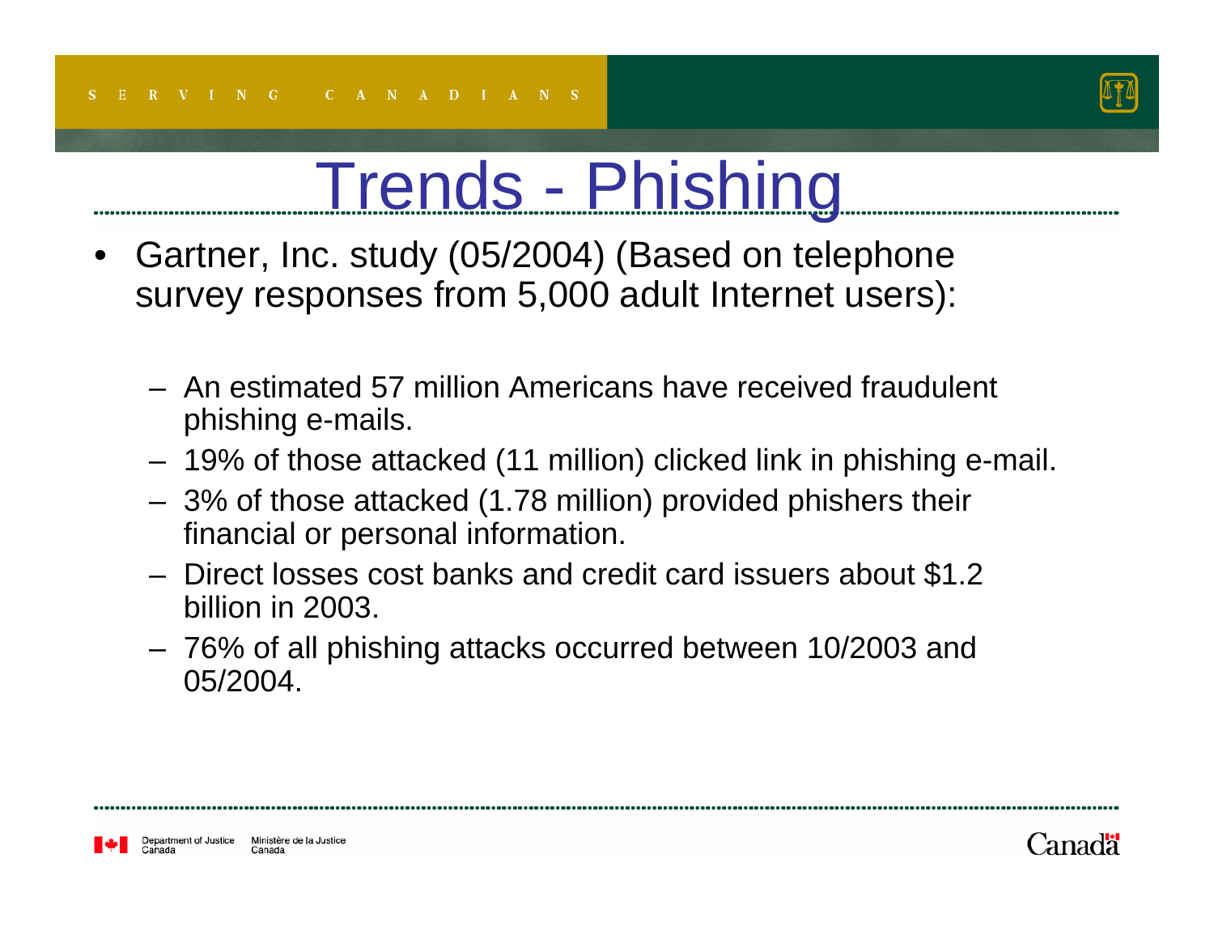# Trends - Phishing

- Gartner, Inc. study (05/2004) (Based on telephone survey responses from 5,000 adult Internet users):
  - An estimated 57 million Americans have received fraudulent phishing e-mails.
  - 19% of those attacked (11 million) clicked link in phishing e-mail.
  - 3% of those attacked (1.78 million) provided phishers their financial or personal information.
  - Direct losses cost banks and credit card issuers about $1.2 billion in 2003.
  - 76% of all phishing attacks occurred between 10/2003 and 05/2004.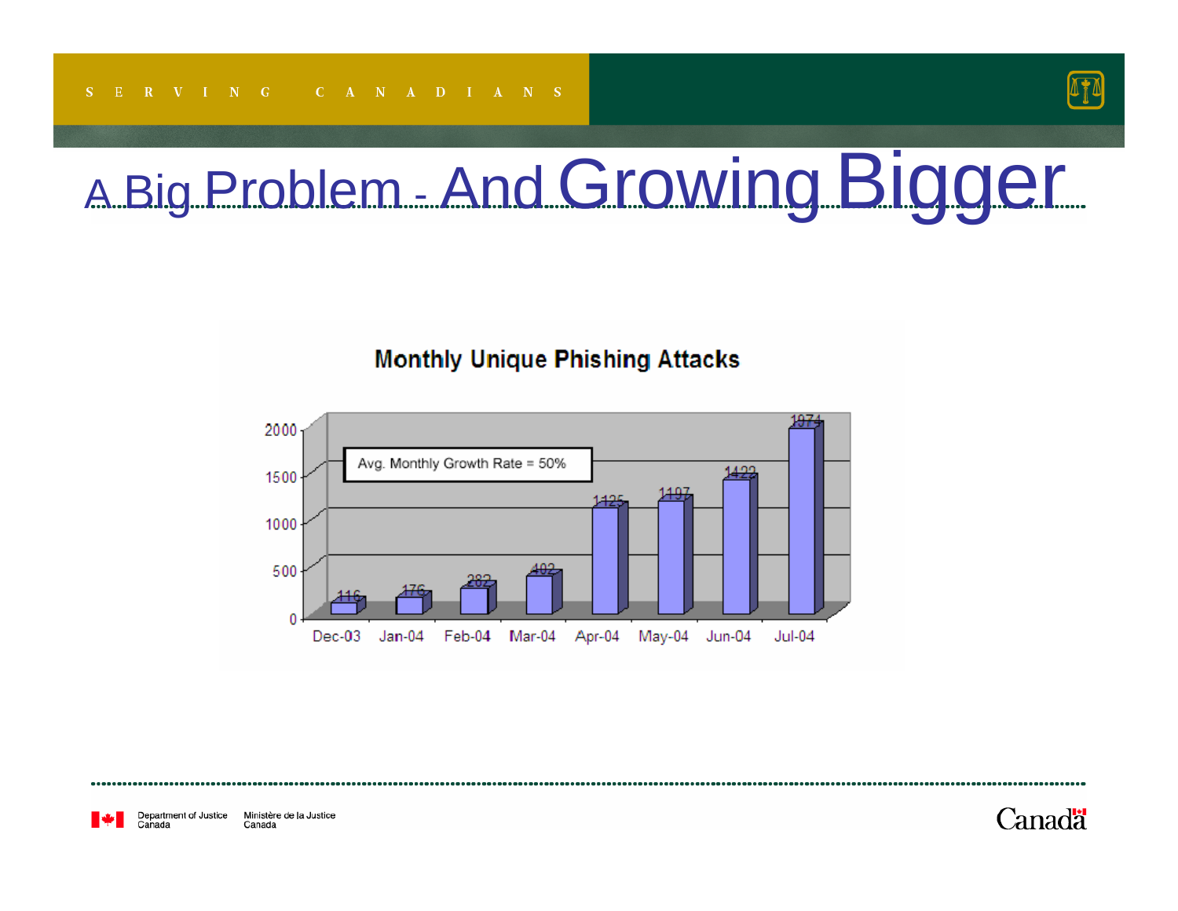# A Big Problem - And Growing Bigger

**Monthly Unique Phishing Attacks**

Avg. Monthly Growth Rate = 50%

| Month | Attacks |
|---|---|
| Dec-03 | 116 |
| Jan-04 | 176 |
| Feb-04 | 282 |
| Mar-04 | 402 |
| Apr-04 | 1125 |
| May-04 | 1197 |
| Jun-04 | 1422 |
| Jul-04 | 1974 |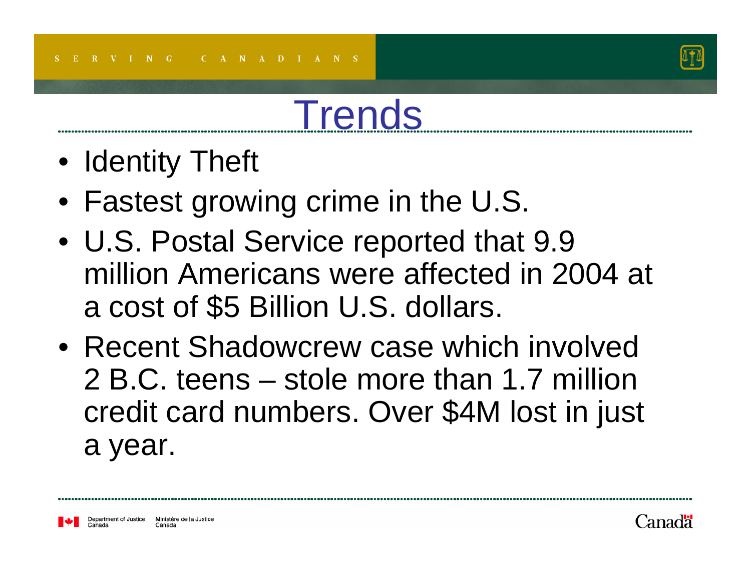# Trends

- Identity Theft
- Fastest growing crime in the U.S.
- U.S. Postal Service reported that 9.9 million Americans were affected in 2004 at a cost of $5 Billion U.S. dollars.
- Recent Shadowcrew case which involved 2 B.C. teens – stole more than 1.7 million credit card numbers. Over $4M lost in just a year.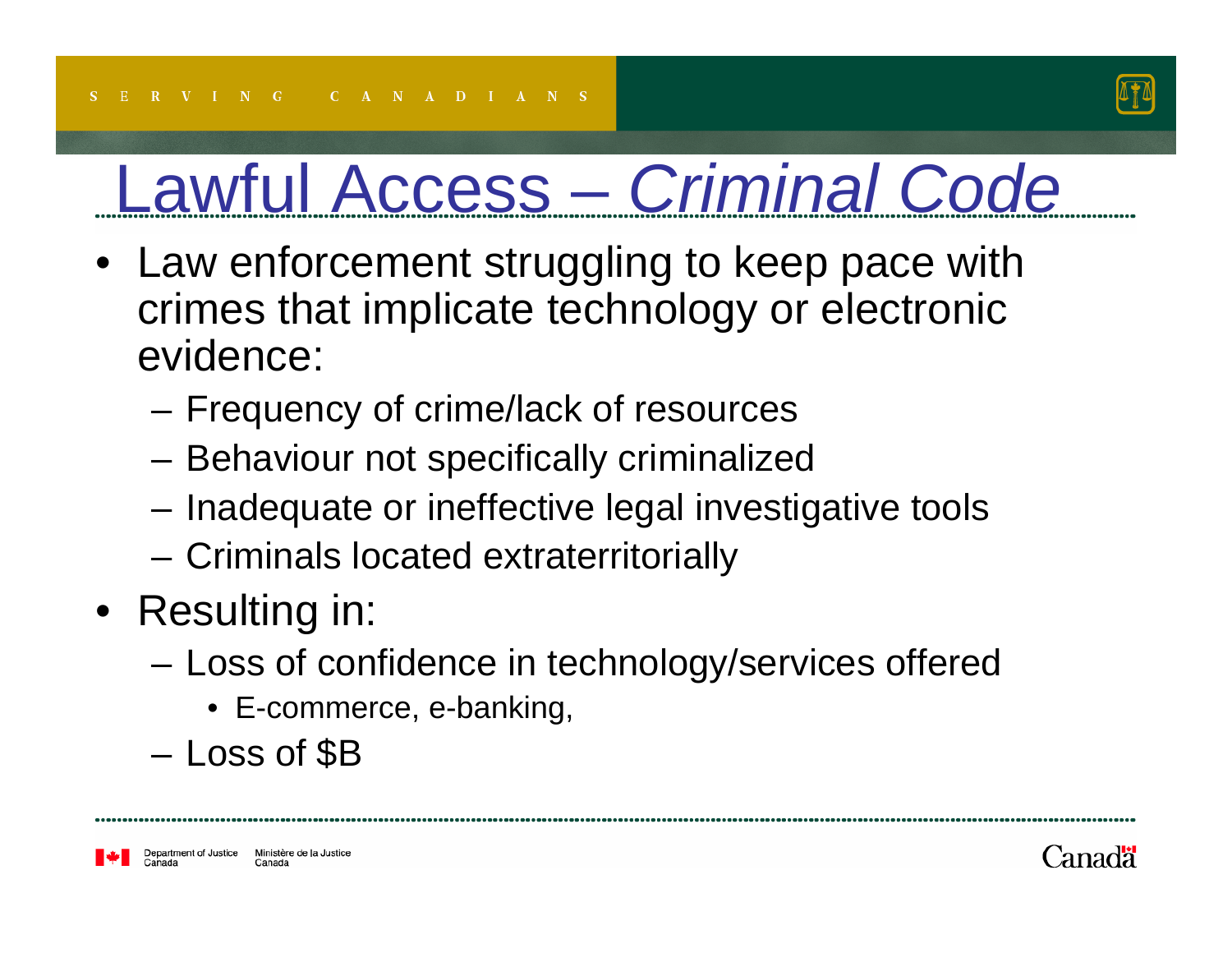# Lawful Access – *Criminal Code*

- Law enforcement struggling to keep pace with crimes that implicate technology or electronic evidence:
  - Frequency of crime/lack of resources
  - Behaviour not specifically criminalized
  - Inadequate or ineffective legal investigative tools
  - Criminals located extraterritorially
- Resulting in:
  - Loss of confidence in technology/services offered
    - E-commerce, e-banking,
  - Loss of $B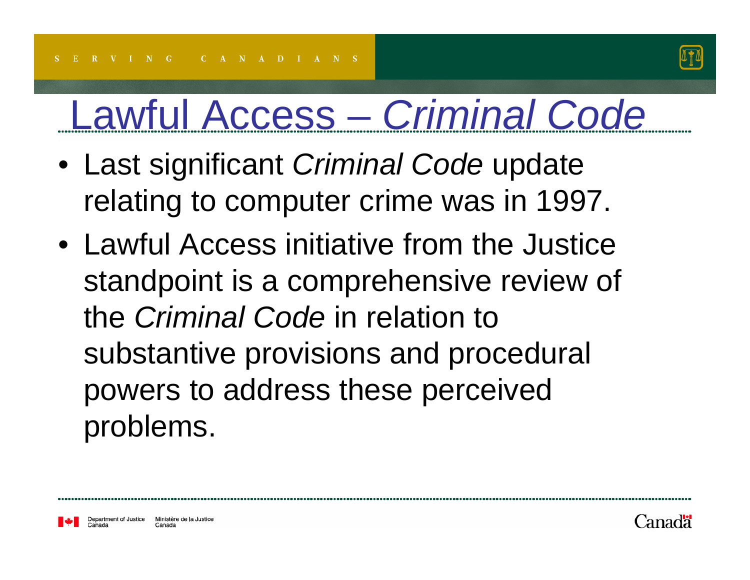# Lawful Access – *Criminal Code*

- Last significant *Criminal Code* update relating to computer crime was in 1997.
- Lawful Access initiative from the Justice standpoint is a comprehensive review of the *Criminal Code* in relation to substantive provisions and procedural powers to address these perceived problems.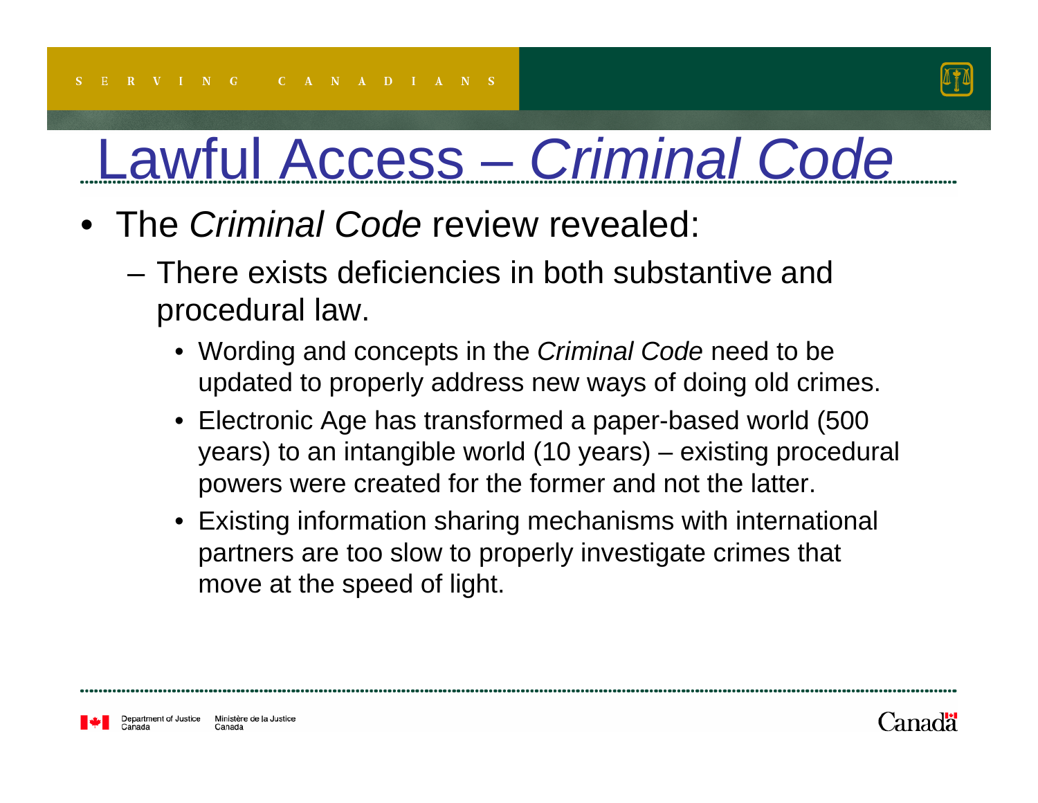# Lawful Access – *Criminal Code*

- The *Criminal Code* review revealed:
  - There exists deficiencies in both substantive and procedural law.
    - Wording and concepts in the *Criminal Code* need to be updated to properly address new ways of doing old crimes.
    - Electronic Age has transformed a paper-based world (500 years) to an intangible world (10 years) – existing procedural powers were created for the former and not the latter.
    - Existing information sharing mechanisms with international partners are too slow to properly investigate crimes that move at the speed of light.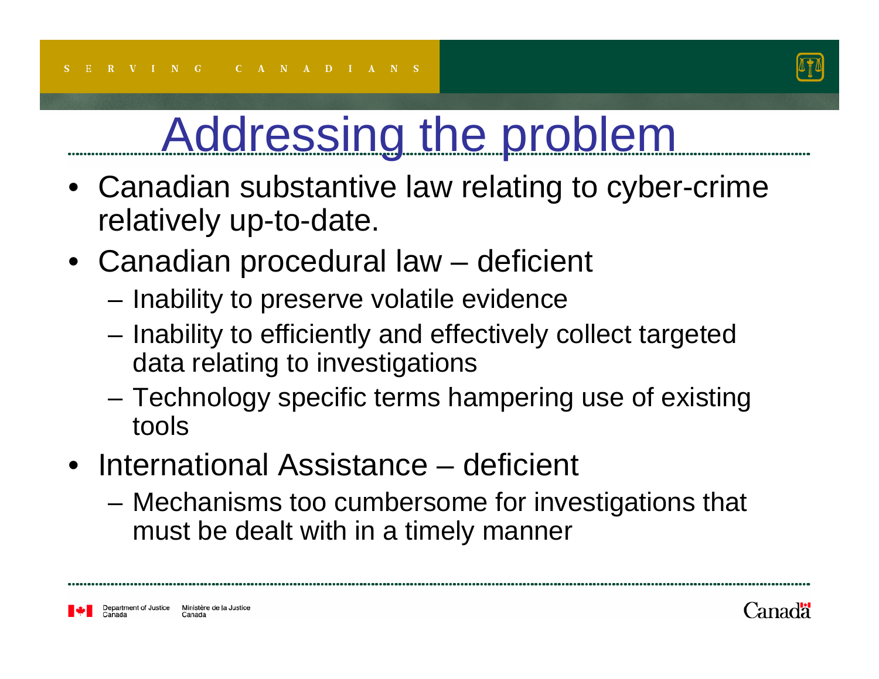# Addressing the problem

- Canadian substantive law relating to cyber-crime relatively up-to-date.
- Canadian procedural law – deficient
  - Inability to preserve volatile evidence
  - Inability to efficiently and effectively collect targeted data relating to investigations
  - Technology specific terms hampering use of existing tools
- International Assistance – deficient
  - Mechanisms too cumbersome for investigations that must be dealt with in a timely manner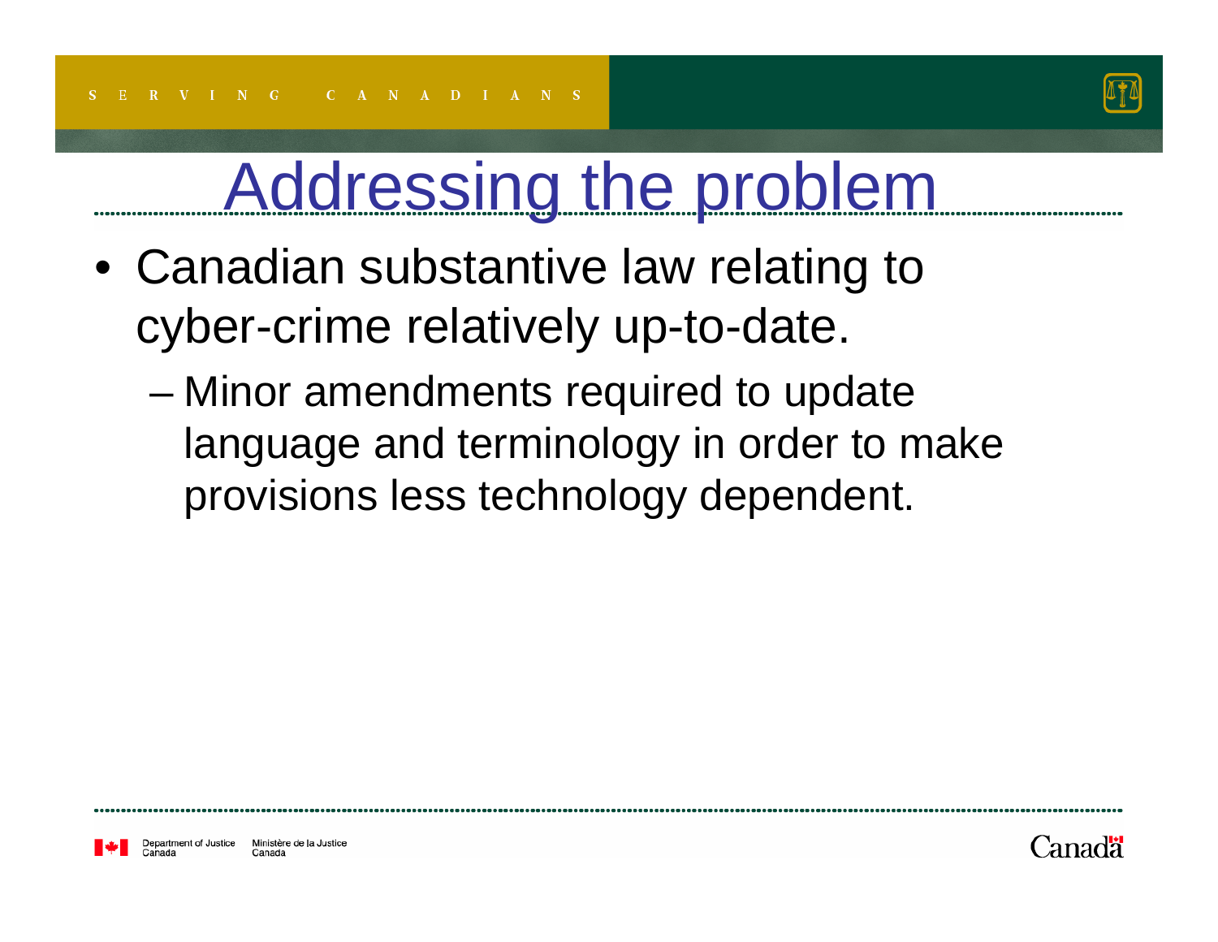# Addressing the problem

- Canadian substantive law relating to cyber-crime relatively up-to-date.
  - Minor amendments required to update language and terminology in order to make provisions less technology dependent.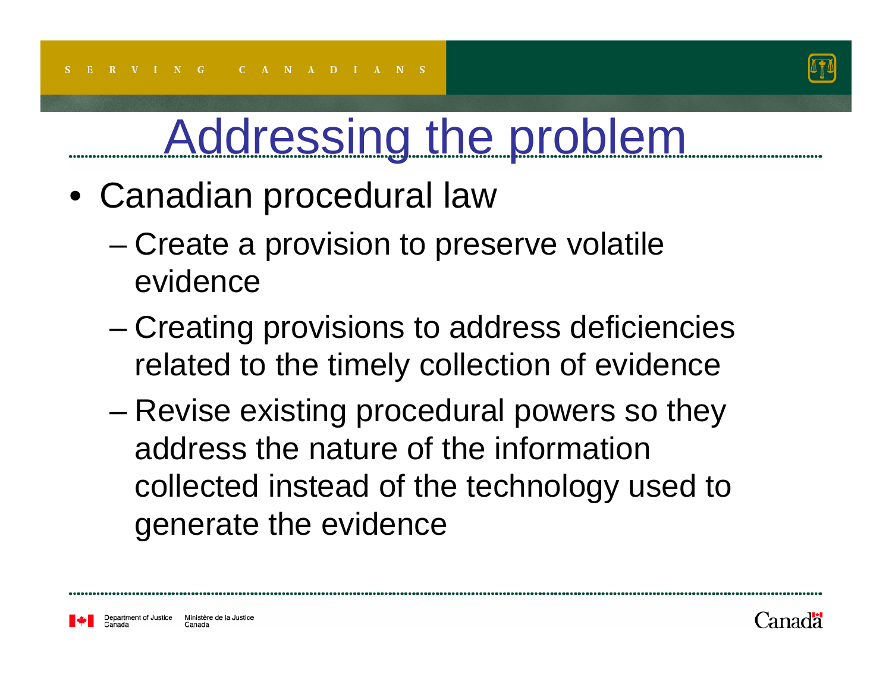# Addressing the problem

- Canadian procedural law
  - Create a provision to preserve volatile evidence
  - Creating provisions to address deficiencies related to the timely collection of evidence
  - Revise existing procedural powers so they address the nature of the information collected instead of the technology used to generate the evidence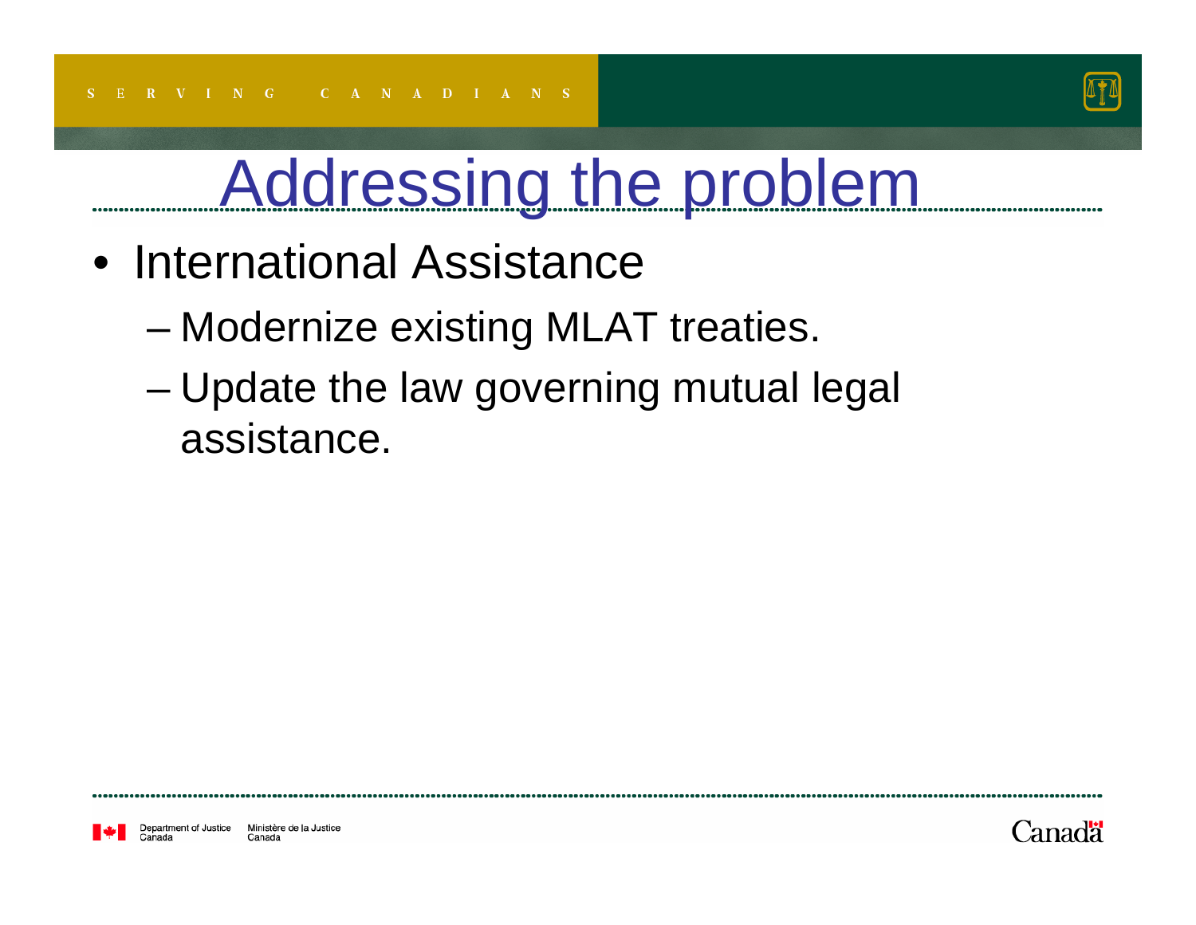# Addressing the problem

- International Assistance
  - Modernize existing MLAT treaties.
  - Update the law governing mutual legal assistance.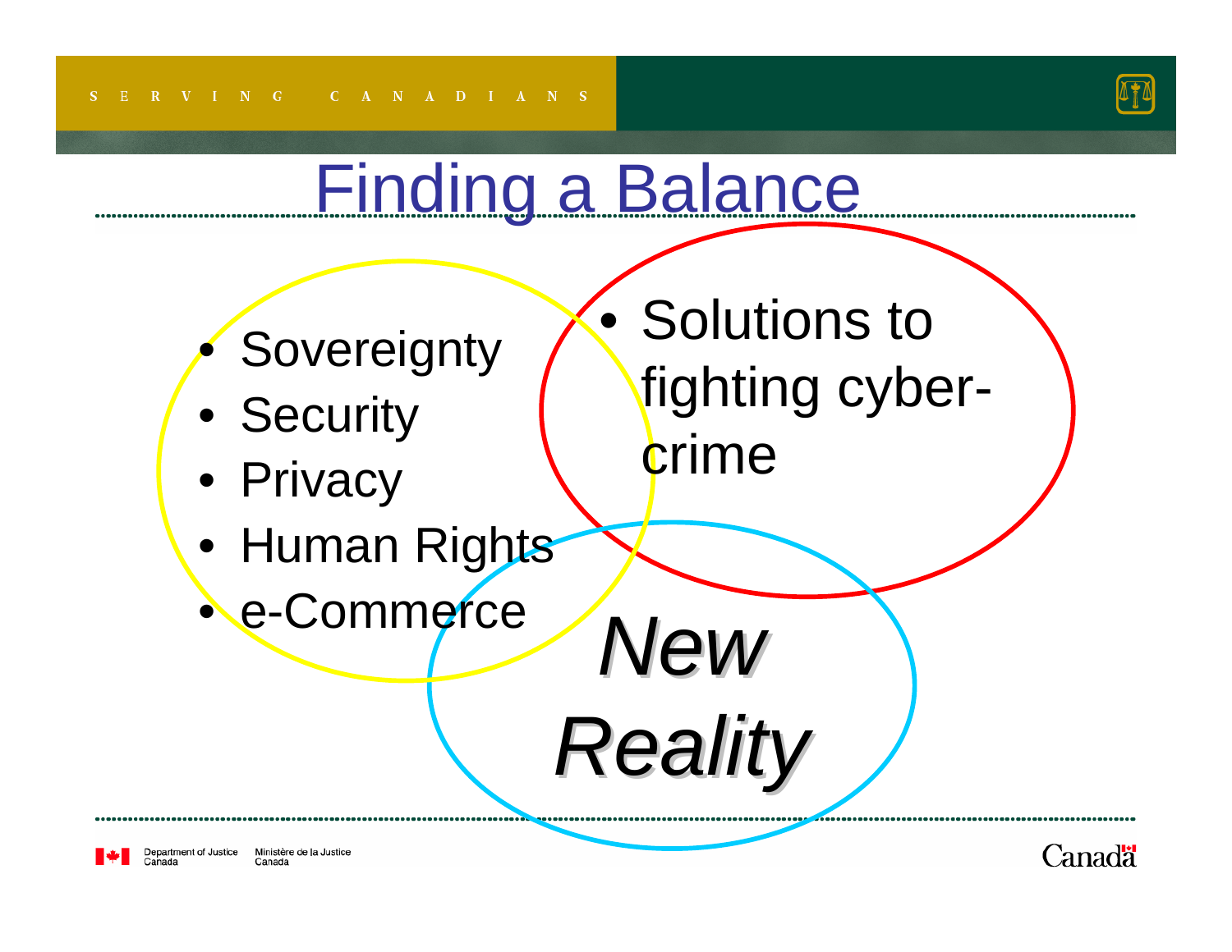# Finding a Balance

- Sovereignty
- Security
- Privacy
- Human Rights
- e-Commerce

- Solutions to fighting cyber-crime

*New Reality*